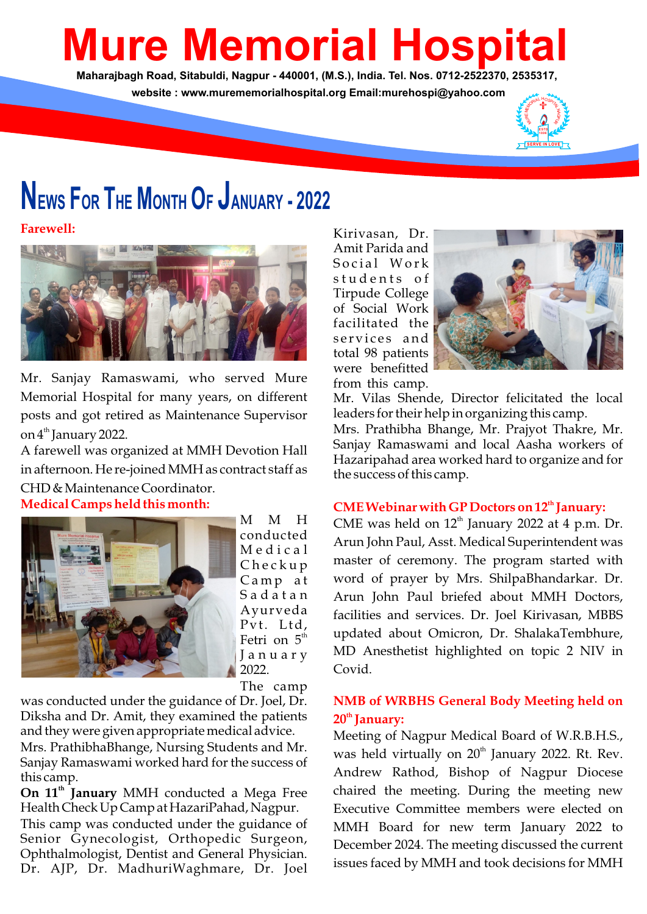# Mure Memorial Hospital

**Maharajbagh Road, Sitabuldi, Nagpur - 440001, (M.S.), India. Tel. Nos. 0712-2522370, 2535317,**

**website : www.murememorialhospital.org Email:murehospi@yahoo.com**

## News For The Month Of January - 2022

### Farewell:

Mr. Sanjay Ramaswami, who served Mure Memorial Hospital for many years, on different posts and got retired as Maintenance Supervisor on 4th January 2022.

A farewell was organized at MMH Devotion Hall in afternoon. He re-joined MMH as contract staff as CHD & Maintenance Coordinator.

### Medical Camps held this month:

MMH conducted Medical Checkup Camp at Sadatan Ayurveda Pvt. Ltd, Fetri on 5th January 2022.

The camp was conducted under the guidance of Dr. Joel, Dr. Diksha and Dr. Amit, they examined the patients and they were given appropriate medical advice.

Mrs. PrathibhaBhange, Nursing Students and Mr. Sanjay Ramaswami worked hard for the success of this camp.

**On 11th January** MMH conducted a Mega Free Health Check Up Camp at HazariPahad, Nagpur.

This camp was conducted under the guidance of Senior Gynecologist, Orthopedic Surgeon, Ophthalmologist, Dentist and General Physician. Dr. AJP, Dr. MadhuriWaghmare, Dr. Joel Kirivasan, Dr. Amit Parida and Social Work students of Tirpude College of Social Work facilitated the services and total 98 patients were benefitted from this camp.

Mr. Vilas Shende, Director felicitated the local leaders for their help in organizing this camp.

Mrs. Prathibha Bhange, Mr. Prajyot Thakre, Mr. Sanjay Ramaswami and local Aasha workers of Hazaripahad area worked hard to organize and for the success of this camp.

### CME Webinar with GP Doctors on 12th January:

CME was held on 12th January 2022 at 4 p.m. Dr. Arun John Paul, Asst. Medical Superintendent was master of ceremony. The program started with word of prayer by Mrs. ShilpaBhandarkar. Dr. Arun John Paul briefed about MMH Doctors, facilities and services. Dr. Joel Kirivasan, MBBS updated about Omicron, Dr. ShalakaTembhure, MD Anesthetist highlighted on topic 2 NIV in Covid.

### NMB of WRBHS General Body Meeting held on 20th January:

Meeting of Nagpur Medical Board of W.R.B.H.S., was held virtually on 20th January 2022. Rt. Rev. Andrew Rathod, Bishop of Nagpur Diocese chaired the meeting. During the meeting new Executive Committee members were elected on MMH Board for new term January 2022 to December 2024. The meeting discussed the current issues faced by MMH and took decisions for MMH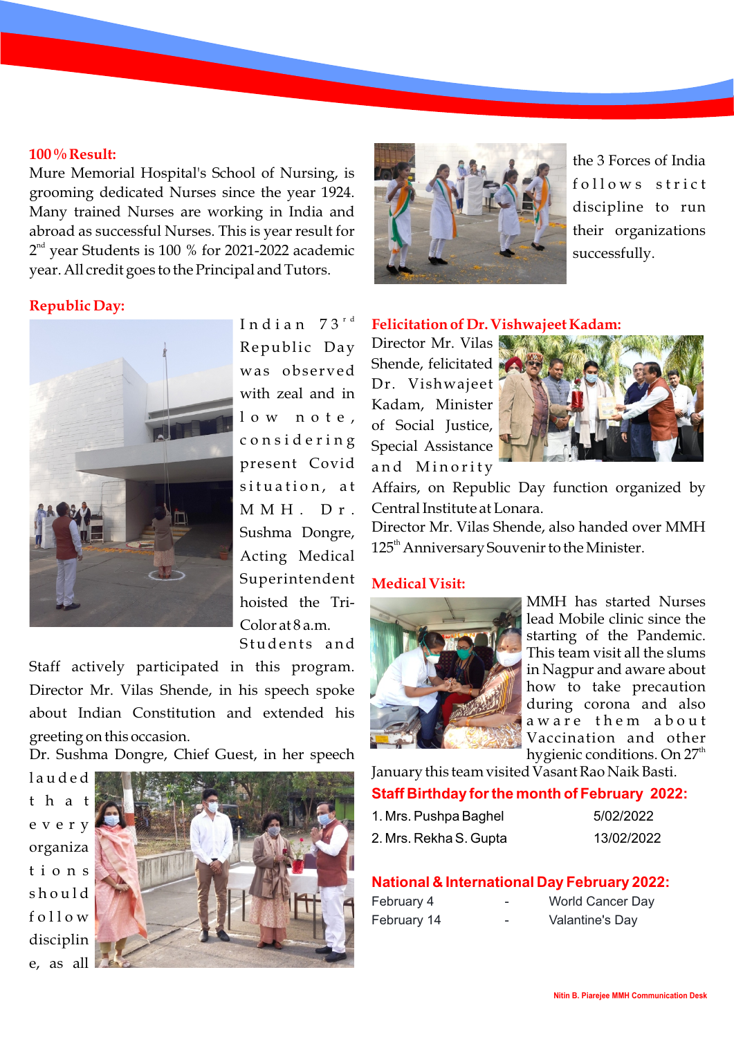## 100 % Result:

Mure Memorial Hospital's School of Nursing, is grooming dedicated Nurses since the year 1924. Many trained Nurses are working in India and abroad as successful Nurses. This is year result for 2nd year Students is 100 % for 2021-2022 academic year. All credit goes to the Principal and Tutors.

## Republic Day:

Indian 73rd Republic Day was observed with zeal and in low note, considering present Covid situation, at MMH. Dr. Sushma Dongre, Acting Medical Superintendent hoisted the Tri-Color at 8 a.m. Students and Staff actively participated in this program. Director Mr. Vilas Shende, in his speech spoke about Indian Constitution and extended his greeting on this occasion.

Dr. Sushma Dongre, Chief Guest, in her speech lauded that every organizations should follow discipline, as all the 3 Forces of India follows strict discipline to run their organizations successfully.

## Felicitation of Dr. Vishwajeet Kadam:

Director Mr. Vilas Shende, felicitated Dr. Vishwajeet Kadam, Minister of Social Justice, Special Assistance and Minority Affairs, on Republic Day function organized by Central Institute at Lonara.

Director Mr. Vilas Shende, also handed over MMH 125th Anniversary Souvenir to the Minister.

## Medical Visit:

MMH has started Nurses lead Mobile clinic since the starting of the Pandemic. This team visit all the slums in Nagpur and aware about how to take precaution during corona and also aware them about Vaccination and other hygienic conditions. On 27th January this team visited Vasant Rao Naik Basti.

## Staff Birthday for the month of February 2022:

| | |
|---|---|
| 1. Mrs. Pushpa Baghel | 5/02/2022 |
| 2. Mrs. Rekha S. Gupta | 13/02/2022 |

## National & International Day February 2022:

| | | |
|---|---|---|
| February 4 | - | World Cancer Day |
| February 14 | - | Valantine's Day |

Nitin B. Piarejee MMH Communication Desk